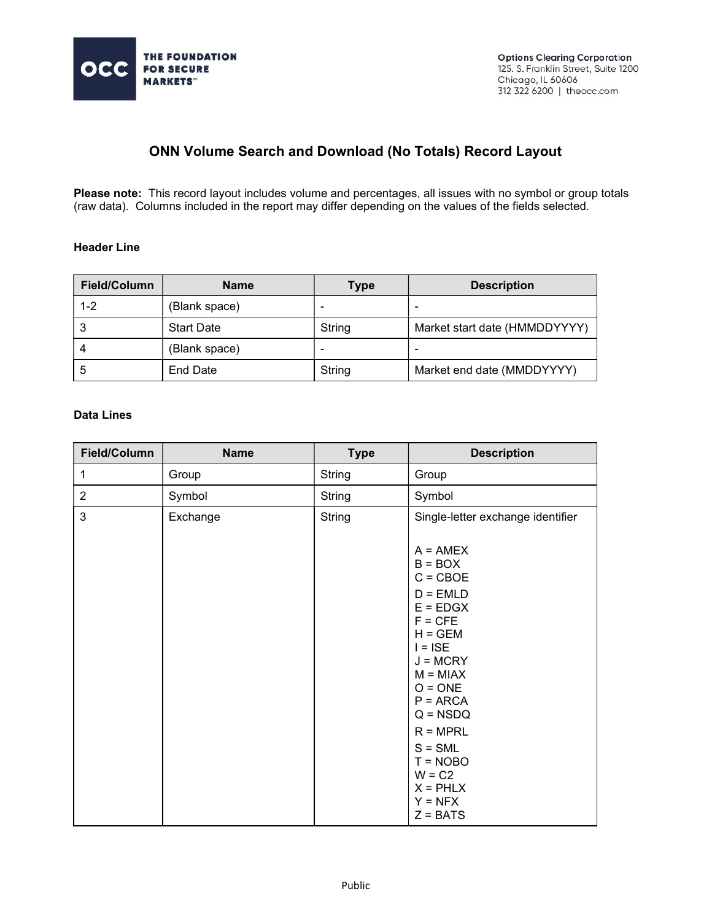# ONN Volume Search and Download (No Totals) Record Layout

**Please note:** This record layout includes volume and percentages, all issues with no symbol or group totals (raw data). Columns included in the report may differ depending on the values of the fields selected.

### Header Line

| Field/Column | Name | Type | Description |
|---|---|---|---|
| 1-2 | (Blank space) | - | - |
| 3 | Start Date | String | Market start date (HMMDDYYYY) |
| 4 | (Blank space) | - | - |
| 5 | End Date | String | Market end date (MMDDYYYY) |

### Data Lines

| Field/Column | Name | Type | Description |
|---|---|---|---|
| 1 | Group | String | Group |
| 2 | Symbol | String | Symbol |
| 3 | Exchange | String | Single-letter exchange identifier<br><br>A = AMEX<br>B = BOX<br>C = CBOE<br>D = EMLD<br>E = EDGX<br>F = CFE<br>H = GEM<br>I = ISE<br>J = MCRY<br>M = MIAX<br>O = ONE<br>P = ARCA<br>Q = NSDQ<br>R = MPRL<br>S = SML<br>T = NOBO<br>W = C2<br>X = PHLX<br>Y = NFX<br>Z = BATS |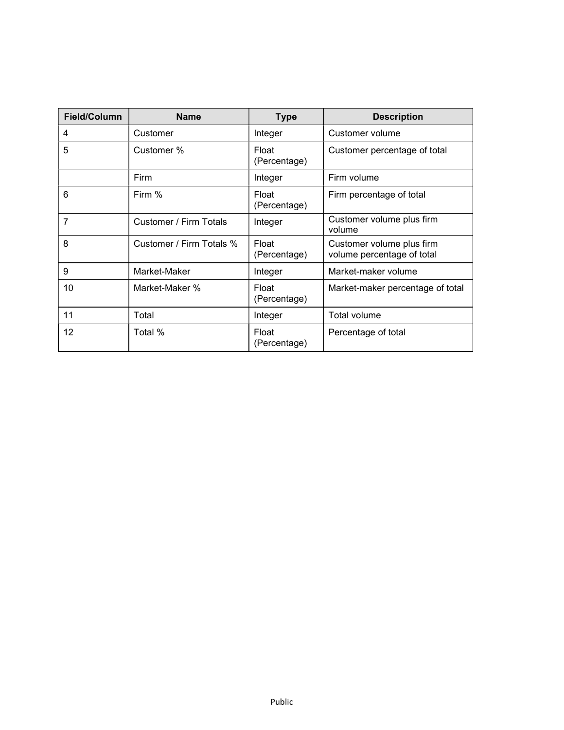| Field/Column | Name | Type | Description |
|---|---|---|---|
| 4 | Customer | Integer | Customer volume |
| 5 | Customer % | Float (Percentage) | Customer percentage of total |
| | Firm | Integer | Firm volume |
| 6 | Firm % | Float (Percentage) | Firm percentage of total |
| 7 | Customer / Firm Totals | Integer | Customer volume plus firm volume |
| 8 | Customer / Firm Totals % | Float (Percentage) | Customer volume plus firm volume percentage of total |
| 9 | Market-Maker | Integer | Market-maker volume |
| 10 | Market-Maker % | Float (Percentage) | Market-maker percentage of total |
| 11 | Total | Integer | Total volume |
| 12 | Total % | Float (Percentage) | Percentage of total |

Public